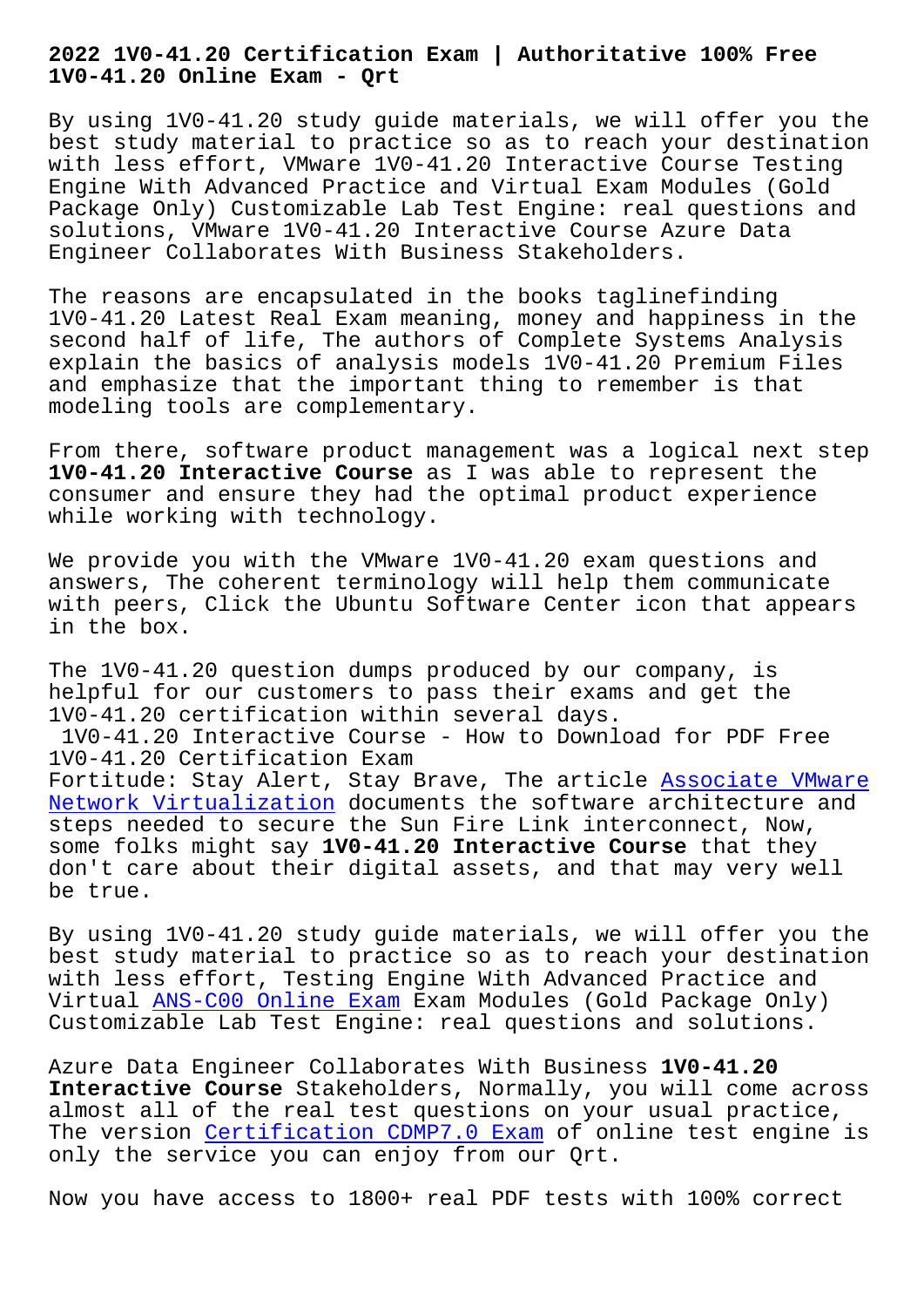# 2022 1V0-41.20 Certification Exam | Authoritative 100% Free 1V0-41.20 Online Exam - Qrt

By using 1V0-41.20 study guide materials, we will offer you the best study material to practice so as to reach your destination with less effort, VMware 1V0-41.20 Interactive Course Testing Engine With Advanced Practice and Virtual Exam Modules (Gold Package Only) Customizable Lab Test Engine: real questions and solutions, VMware 1V0-41.20 Interactive Course Azure Data Engineer Collaborates With Business Stakeholders.

The reasons are encapsulated in the books taglinefinding 1V0-41.20 Latest Real Exam meaning, money and happiness in the second half of life, The authors of Complete Systems Analysis explain the basics of analysis models 1V0-41.20 Premium Files and emphasize that the important thing to remember is that modeling tools are complementary.

From there, software product management was a logical next step **1V0-41.20 Interactive Course** as I was able to represent the consumer and ensure they had the optimal product experience while working with technology.

We provide you with the VMware 1V0-41.20 exam questions and answers, The coherent terminology will help them communicate with peers, Click the Ubuntu Software Center icon that appears in the box.

The 1V0-41.20 question dumps produced by our company, is helpful for our customers to pass their exams and get the 1V0-41.20 certification within several days.

1V0-41.20 Interactive Course - How to Download for PDF Free 1V0-41.20 Certification Exam

Fortitude: Stay Alert, Stay Brave, The article Associate VMware Network Virtualization documents the software architecture and steps needed to secure the Sun Fire Link interconnect, Now, some folks might say **1V0-41.20 Interactive Course** that they don't care about their digital assets, and that may very well be true.

By using 1V0-41.20 study guide materials, we will offer you the best study material to practice so as to reach your destination with less effort, Testing Engine With Advanced Practice and Virtual ANS-C00 Online Exam Exam Modules (Gold Package Only) Customizable Lab Test Engine: real questions and solutions.

Azure Data Engineer Collaborates With Business **1V0-41.20 Interactive Course** Stakeholders, Normally, you will come across almost all of the real test questions on your usual practice, The version Certification CDMP7.0 Exam of online test engine is only the service you can enjoy from our Qrt.

Now you have access to 1800+ real PDF tests with 100% correct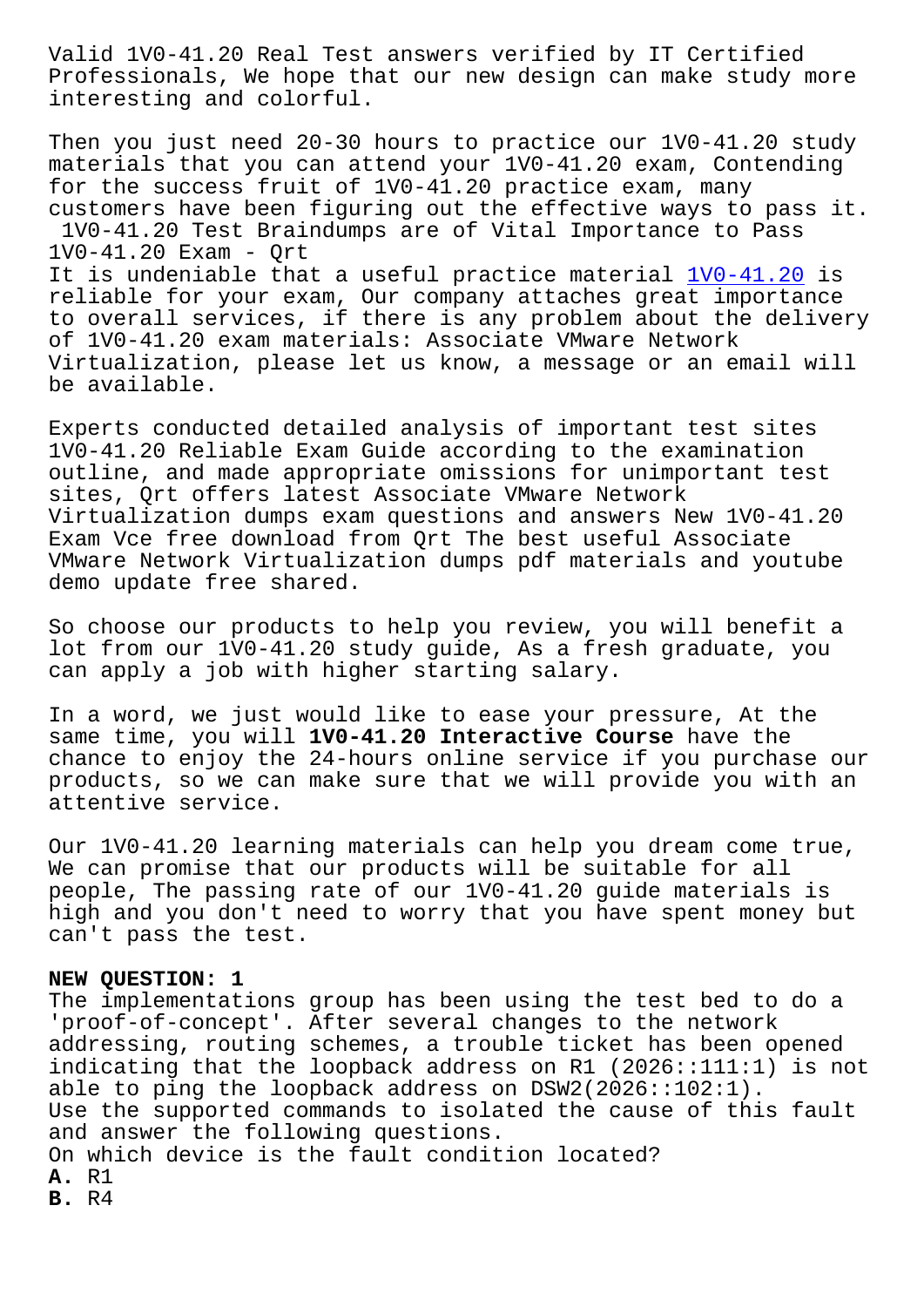Valid 1V0-41.20 Real Test answers verified by IT Certified Professionals, We hope that our new design can make study more interesting and colorful.

Then you just need 20-30 hours to practice our 1V0-41.20 study materials that you can attend your 1V0-41.20 exam, Contending for the success fruit of 1V0-41.20 practice exam, many customers have been figuring out the effective ways to pass it.

1V0-41.20 Test Braindumps are of Vital Importance to Pass 1V0-41.20 Exam - Qrt

It is undeniable that a useful practice material 1V0-41.20 is reliable for your exam, Our company attaches great importance to overall services, if there is any problem about the delivery of 1V0-41.20 exam materials: Associate VMware Network Virtualization, please let us know, a message or an email will be available.

Experts conducted detailed analysis of important test sites 1V0-41.20 Reliable Exam Guide according to the examination outline, and made appropriate omissions for unimportant test sites, Qrt offers latest Associate VMware Network Virtualization dumps exam questions and answers New 1V0-41.20 Exam Vce free download from Qrt The best useful Associate VMware Network Virtualization dumps pdf materials and youtube demo update free shared.

So choose our products to help you review, you will benefit a lot from our 1V0-41.20 study guide, As a fresh graduate, you can apply a job with higher starting salary.

In a word, we just would like to ease your pressure, At the same time, you will **1V0-41.20 Interactive Course** have the chance to enjoy the 24-hours online service if you purchase our products, so we can make sure that we will provide you with an attentive service.

Our 1V0-41.20 learning materials can help you dream come true, We can promise that our products will be suitable for all people, The passing rate of our 1V0-41.20 guide materials is high and you don't need to worry that you have spent money but can't pass the test.

**NEW QUESTION: 1**

The implementations group has been using the test bed to do a 'proof-of-concept'. After several changes to the network addressing, routing schemes, a trouble ticket has been opened indicating that the loopback address on R1 (2026::111:1) is not able to ping the loopback address on DSW2(2026::102:1).
Use the supported commands to isolated the cause of this fault and answer the following questions.
On which device is the fault condition located?

**A.** R1
**B.** R4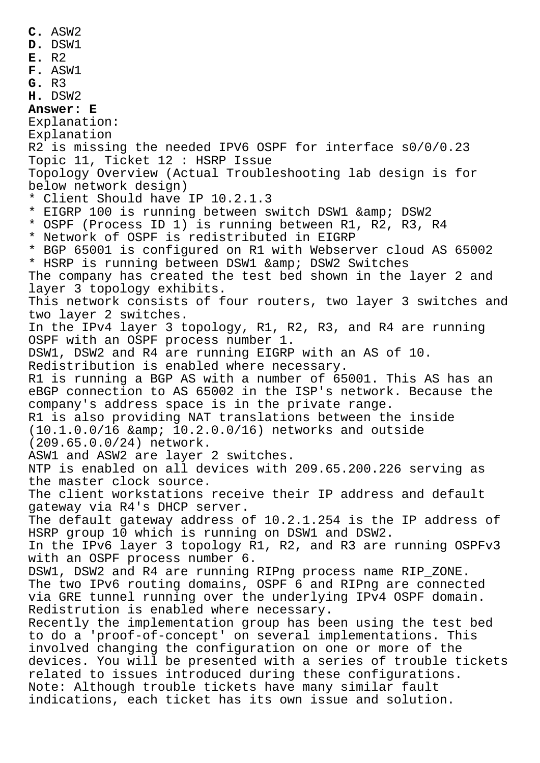**C.** ASW2
**D.** DSW1
**E.** R2
**F.** ASW1
**G.** R3
**H.** DSW2

**Answer: E**

Explanation:
Explanation
R2 is missing the needed IPV6 OSPF for interface s0/0/0.23

Topic 11, Ticket 12 : HSRP Issue

Topology Overview (Actual Troubleshooting lab design is for below network design)

* Client Should have IP 10.2.1.3
* EIGRP 100 is running between switch DSW1 &amp; DSW2
* OSPF (Process ID 1) is running between R1, R2, R3, R4
* Network of OSPF is redistributed in EIGRP
* BGP 65001 is configured on R1 with Webserver cloud AS 65002
* HSRP is running between DSW1 &amp; DSW2 Switches

The company has created the test bed shown in the layer 2 and layer 3 topology exhibits.
This network consists of four routers, two layer 3 switches and two layer 2 switches.
In the IPv4 layer 3 topology, R1, R2, R3, and R4 are running OSPF with an OSPF process number 1.
DSW1, DSW2 and R4 are running EIGRP with an AS of 10.
Redistribution is enabled where necessary.
R1 is running a BGP AS with a number of 65001. This AS has an eBGP connection to AS 65002 in the ISP's network. Because the company's address space is in the private range.
R1 is also providing NAT translations between the inside (10.1.0.0/16 &amp; 10.2.0.0/16) networks and outside (209.65.0.0/24) network.
ASW1 and ASW2 are layer 2 switches.
NTP is enabled on all devices with 209.65.200.226 serving as the master clock source.
The client workstations receive their IP address and default gateway via R4's DHCP server.
The default gateway address of 10.2.1.254 is the IP address of HSRP group 10 which is running on DSW1 and DSW2.
In the IPv6 layer 3 topology R1, R2, and R3 are running OSPFv3 with an OSPF process number 6.
DSW1, DSW2 and R4 are running RIPng process name RIP_ZONE.
The two IPv6 routing domains, OSPF 6 and RIPng are connected via GRE tunnel running over the underlying IPv4 OSPF domain.
Redistrution is enabled where necessary.
Recently the implementation group has been using the test bed to do a 'proof-of-concept' on several implementations. This involved changing the configuration on one or more of the devices. You will be presented with a series of trouble tickets related to issues introduced during these configurations.
Note: Although trouble tickets have many similar fault indications, each ticket has its own issue and solution.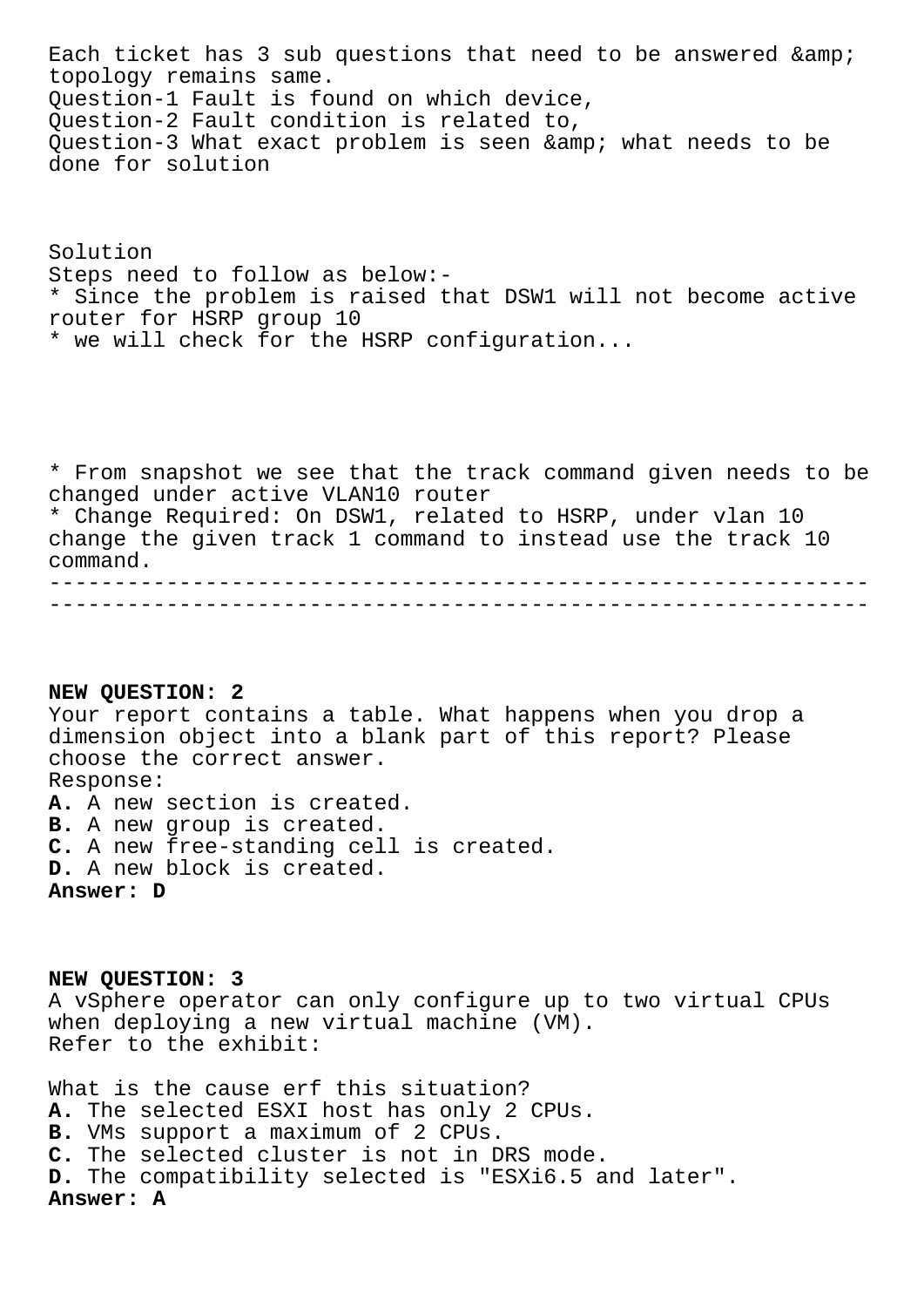Each ticket has 3 sub questions that need to be answered &amp; topology remains same.
Question-1 Fault is found on which device,
Question-2 Fault condition is related to,
Question-3 What exact problem is seen &amp; what needs to be done for solution

Solution
Steps need to follow as below:-
* Since the problem is raised that DSW1 will not become active router for HSRP group 10
* we will check for the HSRP configuration...

* From snapshot we see that the track command given needs to be changed under active VLAN10 router
* Change Required: On DSW1, related to HSRP, under vlan 10 change the given track 1 command to instead use the track 10 command.
----------------------------------------------------------------
----------------------------------------------------------------

**NEW QUESTION: 2**
Your report contains a table. What happens when you drop a dimension object into a blank part of this report? Please choose the correct answer.
Response:
**A.** A new section is created.
**B.** A new group is created.
**C.** A new free-standing cell is created.
**D.** A new block is created.
**Answer: D**

**NEW QUESTION: 3**
A vSphere operator can only configure up to two virtual CPUs when deploying a new virtual machine (VM).
Refer to the exhibit:

What is the cause erf this situation?
**A.** The selected ESXI host has only 2 CPUs.
**B.** VMs support a maximum of 2 CPUs.
**C.** The selected cluster is not in DRS mode.
**D.** The compatibility selected is "ESXi6.5 and later".
**Answer: A**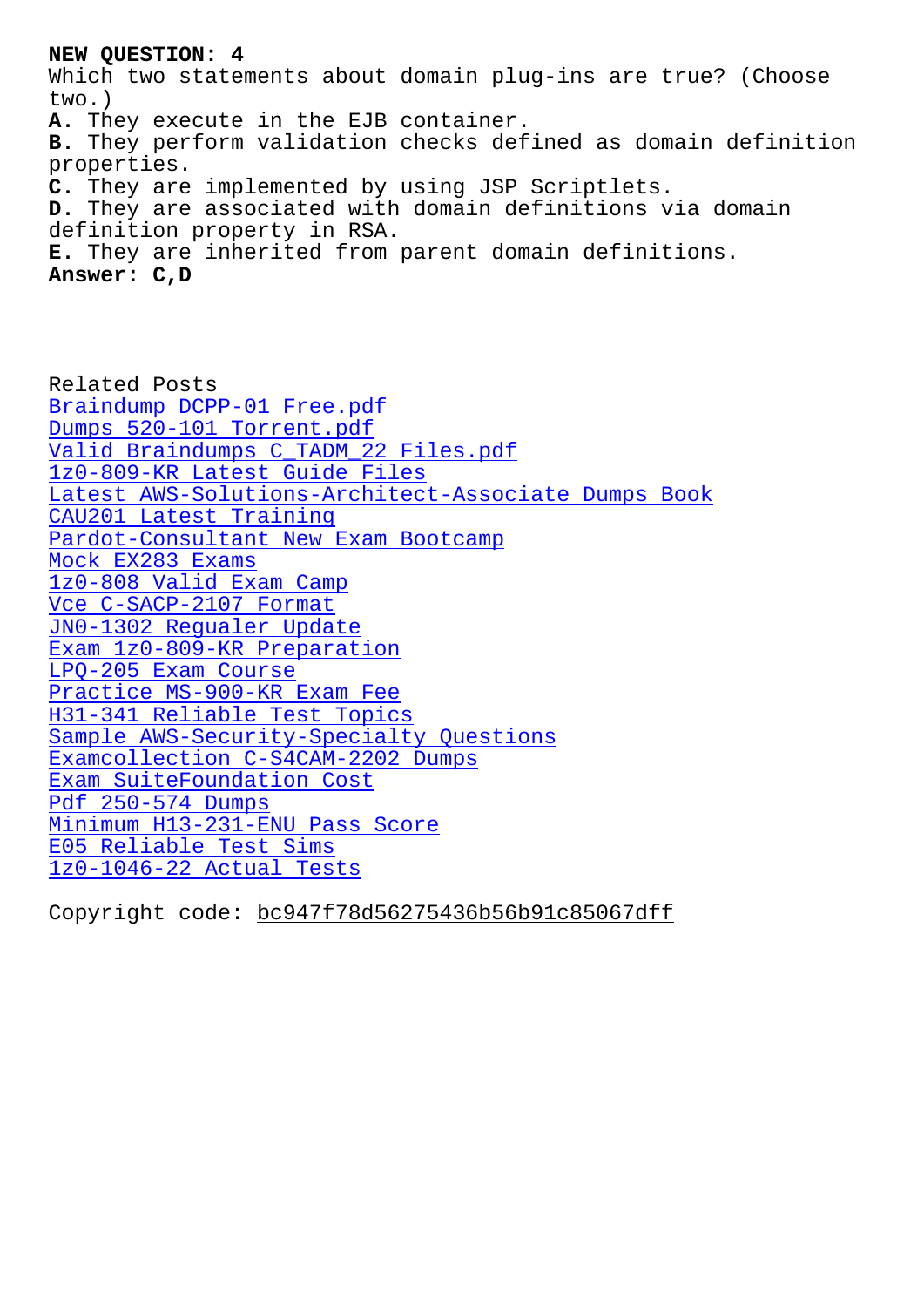**NEW QUESTION: 4**

Which two statements about domain plug-ins are true? (Choose two.)

**A.** They execute in the EJB container.
**B.** They perform validation checks defined as domain definition properties.
**C.** They are implemented by using JSP Scriptlets.
**D.** They are associated with domain definitions via domain definition property in RSA.
**E.** They are inherited from parent domain definitions.

**Answer: C,D**

Related Posts

- Braindump DCPP-01 Free.pdf
- Dumps 520-101 Torrent.pdf
- Valid Braindumps C_TADM_22 Files.pdf
- 1z0-809-KR Latest Guide Files
- Latest AWS-Solutions-Architect-Associate Dumps Book
- CAU201 Latest Training
- Pardot-Consultant New Exam Bootcamp
- Mock EX283 Exams
- 1z0-808 Valid Exam Camp
- Vce C-SACP-2107 Format
- JN0-1302 Regualer Update
- Exam 1z0-809-KR Preparation
- LPQ-205 Exam Course
- Practice MS-900-KR Exam Fee
- H31-341 Reliable Test Topics
- Sample AWS-Security-Specialty Questions
- Examcollection C-S4CAM-2202 Dumps
- Exam SuiteFoundation Cost
- Pdf 250-574 Dumps
- Minimum H13-231-ENU Pass Score
- E05 Reliable Test Sims
- 1z0-1046-22 Actual Tests

Copyright code: bc947f78d56275436b56b91c85067dff